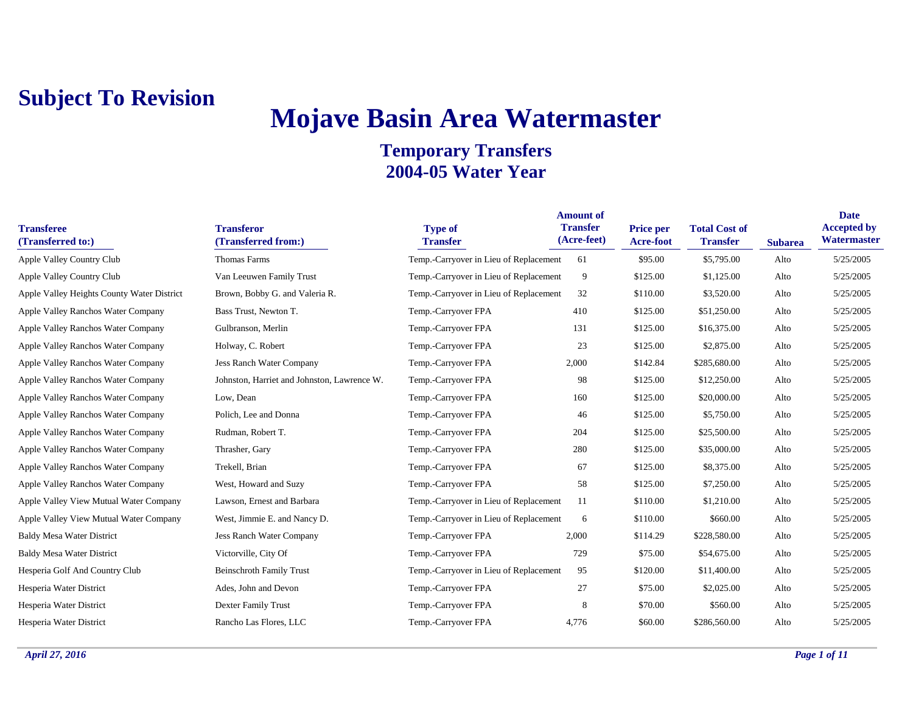**Subject To Revision**

# Mojave Basin Area Watermaster

## Temporary Transfers
## 2004-05 Water Year

| Transferee (Transferred to:) | Transferor (Transferred from:) | Type of Transfer | Amount of Transfer (Acre-feet) | Price per Acre-foot | Total Cost of Transfer | Subarea | Date Accepted by Watermaster |
|---|---|---|---|---|---|---|---|
| Apple Valley Country Club | Thomas Farms | Temp.-Carryover in Lieu of Replacement | 61 | $95.00 | $5,795.00 | Alto | 5/25/2005 |
| Apple Valley Country Club | Van Leeuwen Family Trust | Temp.-Carryover in Lieu of Replacement | 9 | $125.00 | $1,125.00 | Alto | 5/25/2005 |
| Apple Valley Heights County Water District | Brown, Bobby G. and Valeria R. | Temp.-Carryover in Lieu of Replacement | 32 | $110.00 | $3,520.00 | Alto | 5/25/2005 |
| Apple Valley Ranchos Water Company | Bass Trust, Newton T. | Temp.-Carryover FPA | 410 | $125.00 | $51,250.00 | Alto | 5/25/2005 |
| Apple Valley Ranchos Water Company | Gulbranson, Merlin | Temp.-Carryover FPA | 131 | $125.00 | $16,375.00 | Alto | 5/25/2005 |
| Apple Valley Ranchos Water Company | Holway, C. Robert | Temp.-Carryover FPA | 23 | $125.00 | $2,875.00 | Alto | 5/25/2005 |
| Apple Valley Ranchos Water Company | Jess Ranch Water Company | Temp.-Carryover FPA | 2,000 | $142.84 | $285,680.00 | Alto | 5/25/2005 |
| Apple Valley Ranchos Water Company | Johnston, Harriet and Johnston, Lawrence W. | Temp.-Carryover FPA | 98 | $125.00 | $12,250.00 | Alto | 5/25/2005 |
| Apple Valley Ranchos Water Company | Low, Dean | Temp.-Carryover FPA | 160 | $125.00 | $20,000.00 | Alto | 5/25/2005 |
| Apple Valley Ranchos Water Company | Polich, Lee and Donna | Temp.-Carryover FPA | 46 | $125.00 | $5,750.00 | Alto | 5/25/2005 |
| Apple Valley Ranchos Water Company | Rudman, Robert T. | Temp.-Carryover FPA | 204 | $125.00 | $25,500.00 | Alto | 5/25/2005 |
| Apple Valley Ranchos Water Company | Thrasher, Gary | Temp.-Carryover FPA | 280 | $125.00 | $35,000.00 | Alto | 5/25/2005 |
| Apple Valley Ranchos Water Company | Trekell, Brian | Temp.-Carryover FPA | 67 | $125.00 | $8,375.00 | Alto | 5/25/2005 |
| Apple Valley Ranchos Water Company | West, Howard and Suzy | Temp.-Carryover FPA | 58 | $125.00 | $7,250.00 | Alto | 5/25/2005 |
| Apple Valley View Mutual Water Company | Lawson, Ernest and Barbara | Temp.-Carryover in Lieu of Replacement | 11 | $110.00 | $1,210.00 | Alto | 5/25/2005 |
| Apple Valley View Mutual Water Company | West, Jimmie E. and Nancy D. | Temp.-Carryover in Lieu of Replacement | 6 | $110.00 | $660.00 | Alto | 5/25/2005 |
| Baldy Mesa Water District | Jess Ranch Water Company | Temp.-Carryover FPA | 2,000 | $114.29 | $228,580.00 | Alto | 5/25/2005 |
| Baldy Mesa Water District | Victorville, City Of | Temp.-Carryover FPA | 729 | $75.00 | $54,675.00 | Alto | 5/25/2005 |
| Hesperia Golf And Country Club | Beinschroth Family Trust | Temp.-Carryover in Lieu of Replacement | 95 | $120.00 | $11,400.00 | Alto | 5/25/2005 |
| Hesperia Water District | Ades, John and Devon | Temp.-Carryover FPA | 27 | $75.00 | $2,025.00 | Alto | 5/25/2005 |
| Hesperia Water District | Dexter Family Trust | Temp.-Carryover FPA | 8 | $70.00 | $560.00 | Alto | 5/25/2005 |
| Hesperia Water District | Rancho Las Flores, LLC | Temp.-Carryover FPA | 4,776 | $60.00 | $286,560.00 | Alto | 5/25/2005 |

*April 27, 2016*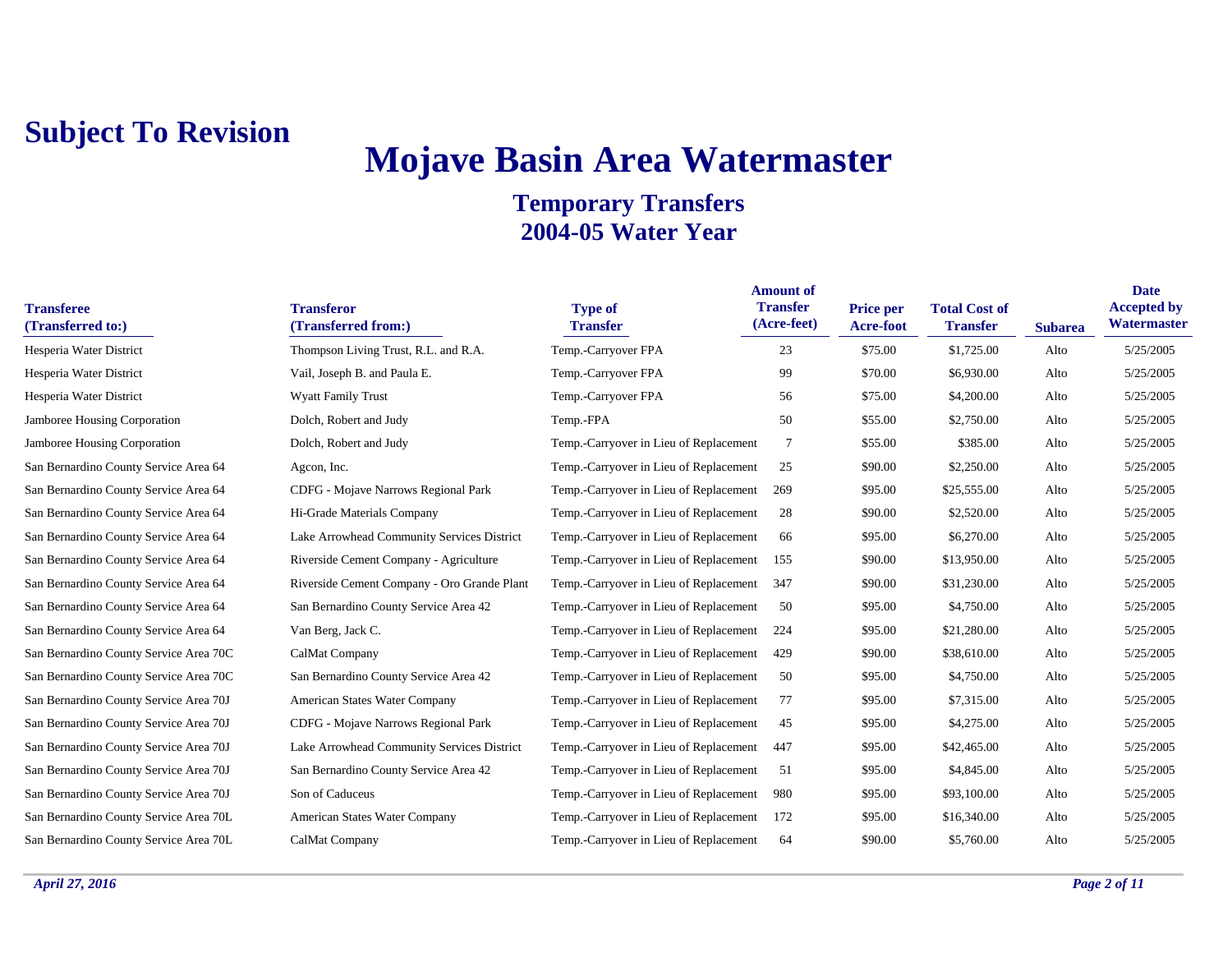**Subject To Revision**

# Mojave Basin Area Watermaster

## Temporary Transfers
## 2004-05 Water Year

| Transferee (Transferred to:) | Transferor (Transferred from:) | Type of Transfer | Amount of Transfer (Acre-feet) | Price per Acre-foot | Total Cost of Transfer | Subarea | Date Accepted by Watermaster |
|---|---|---|---|---|---|---|---|
| Hesperia Water District | Thompson Living Trust, R.L. and R.A. | Temp.-Carryover FPA | 23 | $75.00 | $1,725.00 | Alto | 5/25/2005 |
| Hesperia Water District | Vail, Joseph B. and Paula E. | Temp.-Carryover FPA | 99 | $70.00 | $6,930.00 | Alto | 5/25/2005 |
| Hesperia Water District | Wyatt Family Trust | Temp.-Carryover FPA | 56 | $75.00 | $4,200.00 | Alto | 5/25/2005 |
| Jamboree Housing Corporation | Dolch, Robert and Judy | Temp.-FPA | 50 | $55.00 | $2,750.00 | Alto | 5/25/2005 |
| Jamboree Housing Corporation | Dolch, Robert and Judy | Temp.-Carryover in Lieu of Replacement | 7 | $55.00 | $385.00 | Alto | 5/25/2005 |
| San Bernardino County Service Area 64 | Agcon, Inc. | Temp.-Carryover in Lieu of Replacement | 25 | $90.00 | $2,250.00 | Alto | 5/25/2005 |
| San Bernardino County Service Area 64 | CDFG - Mojave Narrows Regional Park | Temp.-Carryover in Lieu of Replacement | 269 | $95.00 | $25,555.00 | Alto | 5/25/2005 |
| San Bernardino County Service Area 64 | Hi-Grade Materials Company | Temp.-Carryover in Lieu of Replacement | 28 | $90.00 | $2,520.00 | Alto | 5/25/2005 |
| San Bernardino County Service Area 64 | Lake Arrowhead Community Services District | Temp.-Carryover in Lieu of Replacement | 66 | $95.00 | $6,270.00 | Alto | 5/25/2005 |
| San Bernardino County Service Area 64 | Riverside Cement Company - Agriculture | Temp.-Carryover in Lieu of Replacement | 155 | $90.00 | $13,950.00 | Alto | 5/25/2005 |
| San Bernardino County Service Area 64 | Riverside Cement Company - Oro Grande Plant | Temp.-Carryover in Lieu of Replacement | 347 | $90.00 | $31,230.00 | Alto | 5/25/2005 |
| San Bernardino County Service Area 64 | San Bernardino County Service Area 42 | Temp.-Carryover in Lieu of Replacement | 50 | $95.00 | $4,750.00 | Alto | 5/25/2005 |
| San Bernardino County Service Area 64 | Van Berg, Jack C. | Temp.-Carryover in Lieu of Replacement | 224 | $95.00 | $21,280.00 | Alto | 5/25/2005 |
| San Bernardino County Service Area 70C | CalMat Company | Temp.-Carryover in Lieu of Replacement | 429 | $90.00 | $38,610.00 | Alto | 5/25/2005 |
| San Bernardino County Service Area 70C | San Bernardino County Service Area 42 | Temp.-Carryover in Lieu of Replacement | 50 | $95.00 | $4,750.00 | Alto | 5/25/2005 |
| San Bernardino County Service Area 70J | American States Water Company | Temp.-Carryover in Lieu of Replacement | 77 | $95.00 | $7,315.00 | Alto | 5/25/2005 |
| San Bernardino County Service Area 70J | CDFG - Mojave Narrows Regional Park | Temp.-Carryover in Lieu of Replacement | 45 | $95.00 | $4,275.00 | Alto | 5/25/2005 |
| San Bernardino County Service Area 70J | Lake Arrowhead Community Services District | Temp.-Carryover in Lieu of Replacement | 447 | $95.00 | $42,465.00 | Alto | 5/25/2005 |
| San Bernardino County Service Area 70J | San Bernardino County Service Area 42 | Temp.-Carryover in Lieu of Replacement | 51 | $95.00 | $4,845.00 | Alto | 5/25/2005 |
| San Bernardino County Service Area 70J | Son of Caduceus | Temp.-Carryover in Lieu of Replacement | 980 | $95.00 | $93,100.00 | Alto | 5/25/2005 |
| San Bernardino County Service Area 70L | American States Water Company | Temp.-Carryover in Lieu of Replacement | 172 | $95.00 | $16,340.00 | Alto | 5/25/2005 |
| San Bernardino County Service Area 70L | CalMat Company | Temp.-Carryover in Lieu of Replacement | 64 | $90.00 | $5,760.00 | Alto | 5/25/2005 |

*April 27, 2016*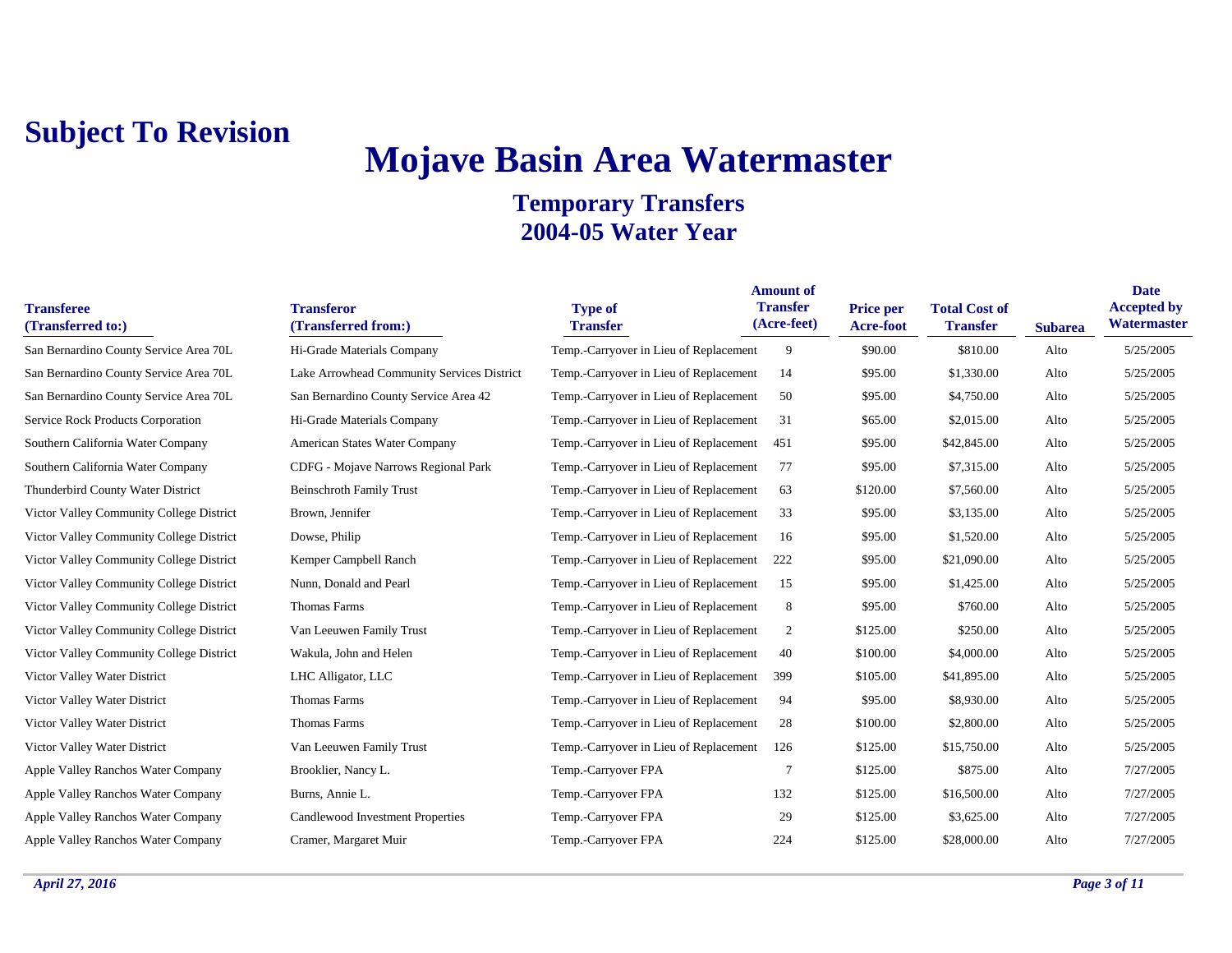**Subject To Revision**

# Mojave Basin Area Watermaster

## Temporary Transfers
## 2004-05 Water Year

| Transferee (Transferred to:) | Transferor (Transferred from:) | Type of Transfer | Amount of Transfer (Acre-feet) | Price per Acre-foot | Total Cost of Transfer | Subarea | Date Accepted by Watermaster |
|---|---|---|---|---|---|---|---|
| San Bernardino County Service Area 70L | Hi-Grade Materials Company | Temp.-Carryover in Lieu of Replacement | 9 | $90.00 | $810.00 | Alto | 5/25/2005 |
| San Bernardino County Service Area 70L | Lake Arrowhead Community Services District | Temp.-Carryover in Lieu of Replacement | 14 | $95.00 | $1,330.00 | Alto | 5/25/2005 |
| San Bernardino County Service Area 70L | San Bernardino County Service Area 42 | Temp.-Carryover in Lieu of Replacement | 50 | $95.00 | $4,750.00 | Alto | 5/25/2005 |
| Service Rock Products Corporation | Hi-Grade Materials Company | Temp.-Carryover in Lieu of Replacement | 31 | $65.00 | $2,015.00 | Alto | 5/25/2005 |
| Southern California Water Company | American States Water Company | Temp.-Carryover in Lieu of Replacement | 451 | $95.00 | $42,845.00 | Alto | 5/25/2005 |
| Southern California Water Company | CDFG - Mojave Narrows Regional Park | Temp.-Carryover in Lieu of Replacement | 77 | $95.00 | $7,315.00 | Alto | 5/25/2005 |
| Thunderbird County Water District | Beinschroth Family Trust | Temp.-Carryover in Lieu of Replacement | 63 | $120.00 | $7,560.00 | Alto | 5/25/2005 |
| Victor Valley Community College District | Brown, Jennifer | Temp.-Carryover in Lieu of Replacement | 33 | $95.00 | $3,135.00 | Alto | 5/25/2005 |
| Victor Valley Community College District | Dowse, Philip | Temp.-Carryover in Lieu of Replacement | 16 | $95.00 | $1,520.00 | Alto | 5/25/2005 |
| Victor Valley Community College District | Kemper Campbell Ranch | Temp.-Carryover in Lieu of Replacement | 222 | $95.00 | $21,090.00 | Alto | 5/25/2005 |
| Victor Valley Community College District | Nunn, Donald and Pearl | Temp.-Carryover in Lieu of Replacement | 15 | $95.00 | $1,425.00 | Alto | 5/25/2005 |
| Victor Valley Community College District | Thomas Farms | Temp.-Carryover in Lieu of Replacement | 8 | $95.00 | $760.00 | Alto | 5/25/2005 |
| Victor Valley Community College District | Van Leeuwen Family Trust | Temp.-Carryover in Lieu of Replacement | 2 | $125.00 | $250.00 | Alto | 5/25/2005 |
| Victor Valley Community College District | Wakula, John and Helen | Temp.-Carryover in Lieu of Replacement | 40 | $100.00 | $4,000.00 | Alto | 5/25/2005 |
| Victor Valley Water District | LHC Alligator, LLC | Temp.-Carryover in Lieu of Replacement | 399 | $105.00 | $41,895.00 | Alto | 5/25/2005 |
| Victor Valley Water District | Thomas Farms | Temp.-Carryover in Lieu of Replacement | 94 | $95.00 | $8,930.00 | Alto | 5/25/2005 |
| Victor Valley Water District | Thomas Farms | Temp.-Carryover in Lieu of Replacement | 28 | $100.00 | $2,800.00 | Alto | 5/25/2005 |
| Victor Valley Water District | Van Leeuwen Family Trust | Temp.-Carryover in Lieu of Replacement | 126 | $125.00 | $15,750.00 | Alto | 5/25/2005 |
| Apple Valley Ranchos Water Company | Brooklier, Nancy L. | Temp.-Carryover FPA | 7 | $125.00 | $875.00 | Alto | 7/27/2005 |
| Apple Valley Ranchos Water Company | Burns, Annie L. | Temp.-Carryover FPA | 132 | $125.00 | $16,500.00 | Alto | 7/27/2005 |
| Apple Valley Ranchos Water Company | Candlewood Investment Properties | Temp.-Carryover FPA | 29 | $125.00 | $3,625.00 | Alto | 7/27/2005 |
| Apple Valley Ranchos Water Company | Cramer, Margaret Muir | Temp.-Carryover FPA | 224 | $125.00 | $28,000.00 | Alto | 7/27/2005 |

*April 27, 2016*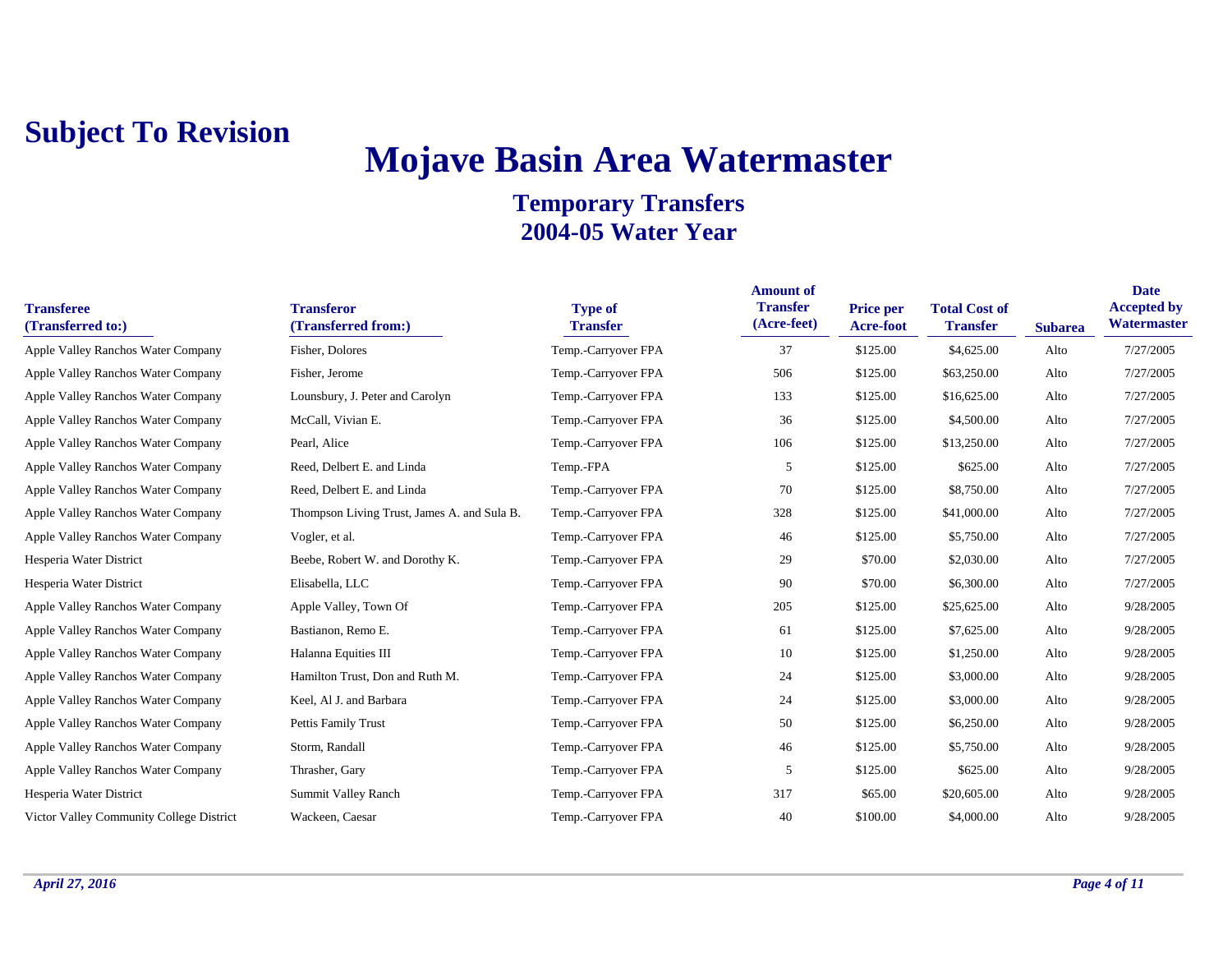**Subject To Revision**

# Mojave Basin Area Watermaster

## Temporary Transfers
## 2004-05 Water Year

| Transferee (Transferred to:) | Transferor (Transferred from:) | Type of Transfer | Amount of Transfer (Acre-feet) | Price per Acre-foot | Total Cost of Transfer | Subarea | Date Accepted by Watermaster |
|---|---|---|---|---|---|---|---|
| Apple Valley Ranchos Water Company | Fisher, Dolores | Temp.-Carryover FPA | 37 | $125.00 | $4,625.00 | Alto | 7/27/2005 |
| Apple Valley Ranchos Water Company | Fisher, Jerome | Temp.-Carryover FPA | 506 | $125.00 | $63,250.00 | Alto | 7/27/2005 |
| Apple Valley Ranchos Water Company | Lounsbury, J. Peter and Carolyn | Temp.-Carryover FPA | 133 | $125.00 | $16,625.00 | Alto | 7/27/2005 |
| Apple Valley Ranchos Water Company | McCall, Vivian E. | Temp.-Carryover FPA | 36 | $125.00 | $4,500.00 | Alto | 7/27/2005 |
| Apple Valley Ranchos Water Company | Pearl, Alice | Temp.-Carryover FPA | 106 | $125.00 | $13,250.00 | Alto | 7/27/2005 |
| Apple Valley Ranchos Water Company | Reed, Delbert E. and Linda | Temp.-FPA | 5 | $125.00 | $625.00 | Alto | 7/27/2005 |
| Apple Valley Ranchos Water Company | Reed, Delbert E. and Linda | Temp.-Carryover FPA | 70 | $125.00 | $8,750.00 | Alto | 7/27/2005 |
| Apple Valley Ranchos Water Company | Thompson Living Trust, James A. and Sula B. | Temp.-Carryover FPA | 328 | $125.00 | $41,000.00 | Alto | 7/27/2005 |
| Apple Valley Ranchos Water Company | Vogler, et al. | Temp.-Carryover FPA | 46 | $125.00 | $5,750.00 | Alto | 7/27/2005 |
| Hesperia Water District | Beebe, Robert W. and Dorothy K. | Temp.-Carryover FPA | 29 | $70.00 | $2,030.00 | Alto | 7/27/2005 |
| Hesperia Water District | Elisabella, LLC | Temp.-Carryover FPA | 90 | $70.00 | $6,300.00 | Alto | 7/27/2005 |
| Apple Valley Ranchos Water Company | Apple Valley, Town Of | Temp.-Carryover FPA | 205 | $125.00 | $25,625.00 | Alto | 9/28/2005 |
| Apple Valley Ranchos Water Company | Bastianon, Remo E. | Temp.-Carryover FPA | 61 | $125.00 | $7,625.00 | Alto | 9/28/2005 |
| Apple Valley Ranchos Water Company | Halanna Equities III | Temp.-Carryover FPA | 10 | $125.00 | $1,250.00 | Alto | 9/28/2005 |
| Apple Valley Ranchos Water Company | Hamilton Trust, Don and Ruth M. | Temp.-Carryover FPA | 24 | $125.00 | $3,000.00 | Alto | 9/28/2005 |
| Apple Valley Ranchos Water Company | Keel, Al J. and Barbara | Temp.-Carryover FPA | 24 | $125.00 | $3,000.00 | Alto | 9/28/2005 |
| Apple Valley Ranchos Water Company | Pettis Family Trust | Temp.-Carryover FPA | 50 | $125.00 | $6,250.00 | Alto | 9/28/2005 |
| Apple Valley Ranchos Water Company | Storm, Randall | Temp.-Carryover FPA | 46 | $125.00 | $5,750.00 | Alto | 9/28/2005 |
| Apple Valley Ranchos Water Company | Thrasher, Gary | Temp.-Carryover FPA | 5 | $125.00 | $625.00 | Alto | 9/28/2005 |
| Hesperia Water District | Summit Valley Ranch | Temp.-Carryover FPA | 317 | $65.00 | $20,605.00 | Alto | 9/28/2005 |
| Victor Valley Community College District | Wackeen, Caesar | Temp.-Carryover FPA | 40 | $100.00 | $4,000.00 | Alto | 9/28/2005 |

*April 27, 2016*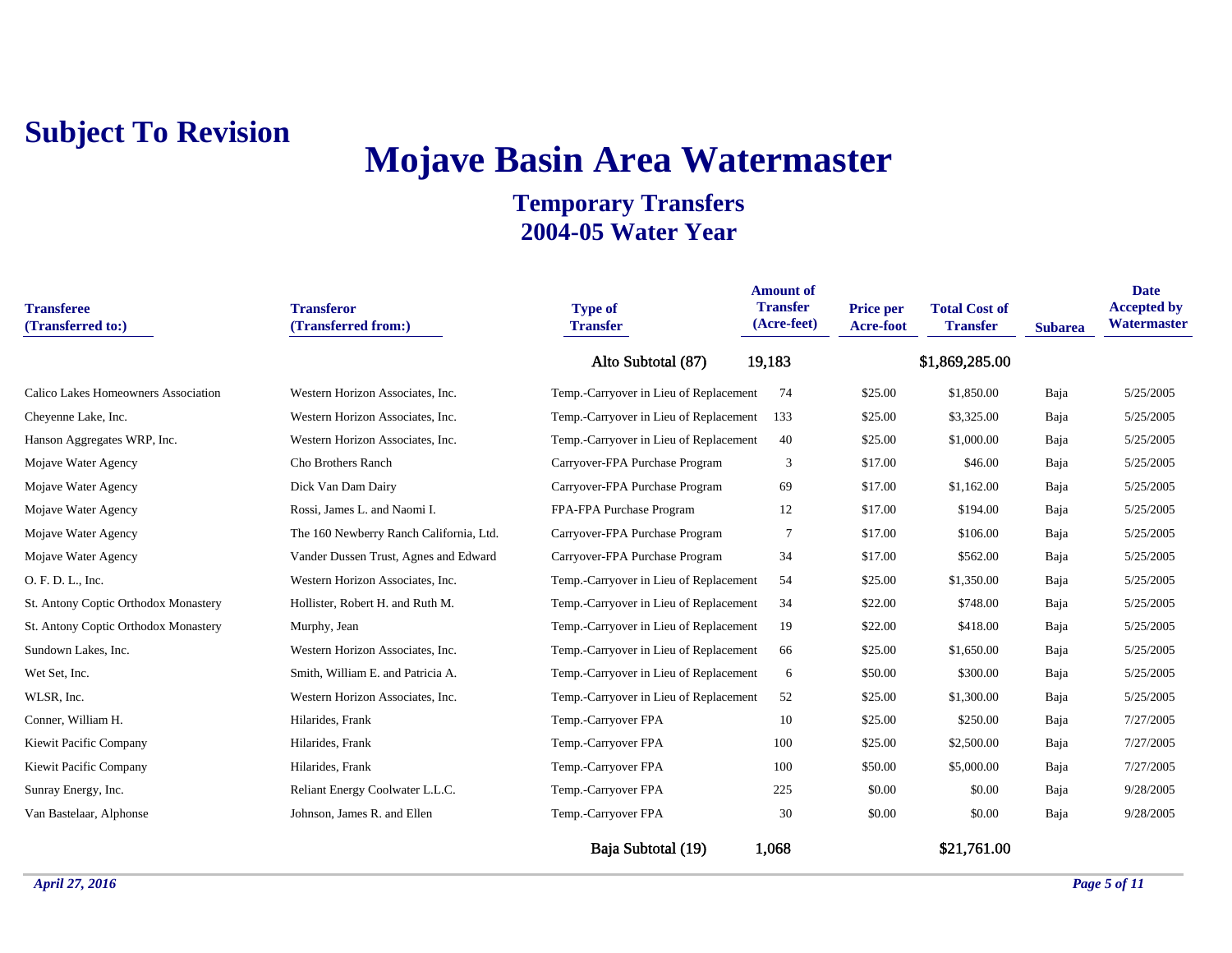**Subject To Revision**

# Mojave Basin Area Watermaster

## Temporary Transfers
## 2004-05 Water Year

| Transferee (Transferred to:) | Transferor (Transferred from:) | Type of Transfer | Amount of Transfer (Acre-feet) | Price per Acre-foot | Total Cost of Transfer | Subarea | Date Accepted by Watermaster |
|---|---|---|---|---|---|---|---|
| | | Alto Subtotal (87) | 19,183 | | $1,869,285.00 | | |
| Calico Lakes Homeowners Association | Western Horizon Associates, Inc. | Temp.-Carryover in Lieu of Replacement | 74 | $25.00 | $1,850.00 | Baja | 5/25/2005 |
| Cheyenne Lake, Inc. | Western Horizon Associates, Inc. | Temp.-Carryover in Lieu of Replacement | 133 | $25.00 | $3,325.00 | Baja | 5/25/2005 |
| Hanson Aggregates WRP, Inc. | Western Horizon Associates, Inc. | Temp.-Carryover in Lieu of Replacement | 40 | $25.00 | $1,000.00 | Baja | 5/25/2005 |
| Mojave Water Agency | Cho Brothers Ranch | Carryover-FPA Purchase Program | 3 | $17.00 | $46.00 | Baja | 5/25/2005 |
| Mojave Water Agency | Dick Van Dam Dairy | Carryover-FPA Purchase Program | 69 | $17.00 | $1,162.00 | Baja | 5/25/2005 |
| Mojave Water Agency | Rossi, James L. and Naomi I. | FPA-FPA Purchase Program | 12 | $17.00 | $194.00 | Baja | 5/25/2005 |
| Mojave Water Agency | The 160 Newberry Ranch California, Ltd. | Carryover-FPA Purchase Program | 7 | $17.00 | $106.00 | Baja | 5/25/2005 |
| Mojave Water Agency | Vander Dussen Trust, Agnes and Edward | Carryover-FPA Purchase Program | 34 | $17.00 | $562.00 | Baja | 5/25/2005 |
| O. F. D. L., Inc. | Western Horizon Associates, Inc. | Temp.-Carryover in Lieu of Replacement | 54 | $25.00 | $1,350.00 | Baja | 5/25/2005 |
| St. Antony Coptic Orthodox Monastery | Hollister, Robert H. and Ruth M. | Temp.-Carryover in Lieu of Replacement | 34 | $22.00 | $748.00 | Baja | 5/25/2005 |
| St. Antony Coptic Orthodox Monastery | Murphy, Jean | Temp.-Carryover in Lieu of Replacement | 19 | $22.00 | $418.00 | Baja | 5/25/2005 |
| Sundown Lakes, Inc. | Western Horizon Associates, Inc. | Temp.-Carryover in Lieu of Replacement | 66 | $25.00 | $1,650.00 | Baja | 5/25/2005 |
| Wet Set, Inc. | Smith, William E. and Patricia A. | Temp.-Carryover in Lieu of Replacement | 6 | $50.00 | $300.00 | Baja | 5/25/2005 |
| WLSR, Inc. | Western Horizon Associates, Inc. | Temp.-Carryover in Lieu of Replacement | 52 | $25.00 | $1,300.00 | Baja | 5/25/2005 |
| Conner, William H. | Hilarides, Frank | Temp.-Carryover FPA | 10 | $25.00 | $250.00 | Baja | 7/27/2005 |
| Kiewit Pacific Company | Hilarides, Frank | Temp.-Carryover FPA | 100 | $25.00 | $2,500.00 | Baja | 7/27/2005 |
| Kiewit Pacific Company | Hilarides, Frank | Temp.-Carryover FPA | 100 | $50.00 | $5,000.00 | Baja | 7/27/2005 |
| Sunray Energy, Inc. | Reliant Energy Coolwater L.L.C. | Temp.-Carryover FPA | 225 | $0.00 | $0.00 | Baja | 9/28/2005 |
| Van Bastelaar, Alphonse | Johnson, James R. and Ellen | Temp.-Carryover FPA | 30 | $0.00 | $0.00 | Baja | 9/28/2005 |
| | | Baja Subtotal (19) | 1,068 | | $21,761.00 | | |

*April 27, 2016*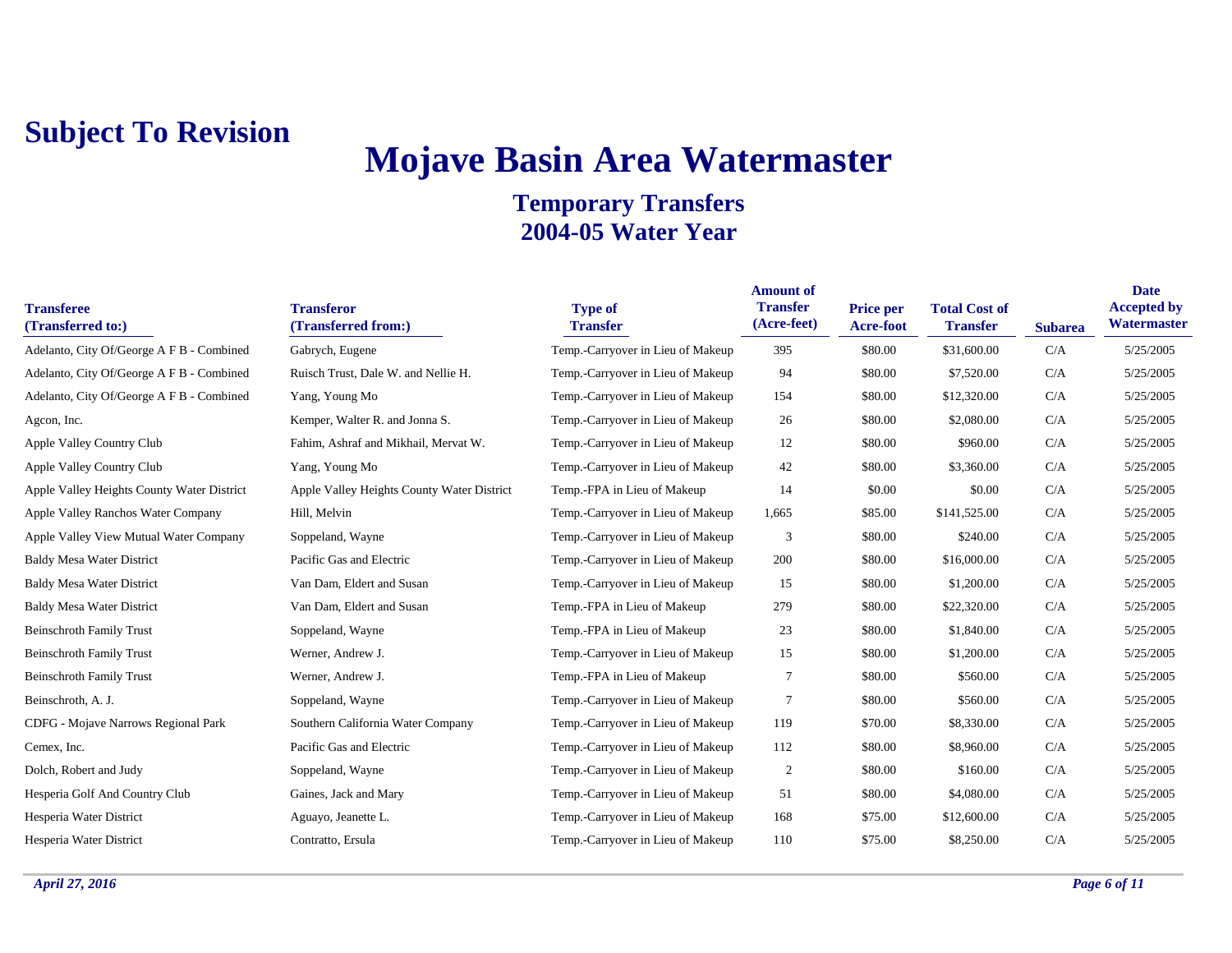**Subject To Revision**

# Mojave Basin Area Watermaster

## Temporary Transfers
## 2004-05 Water Year

| Transferee (Transferred to:) | Transferor (Transferred from:) | Type of Transfer | Amount of Transfer (Acre-feet) | Price per Acre-foot | Total Cost of Transfer | Subarea | Date Accepted by Watermaster |
|---|---|---|---|---|---|---|---|
| Adelanto, City Of/George A F B - Combined | Gabrych, Eugene | Temp.-Carryover in Lieu of Makeup | 395 | $80.00 | $31,600.00 | C/A | 5/25/2005 |
| Adelanto, City Of/George A F B - Combined | Ruisch Trust, Dale W. and Nellie H. | Temp.-Carryover in Lieu of Makeup | 94 | $80.00 | $7,520.00 | C/A | 5/25/2005 |
| Adelanto, City Of/George A F B - Combined | Yang, Young Mo | Temp.-Carryover in Lieu of Makeup | 154 | $80.00 | $12,320.00 | C/A | 5/25/2005 |
| Agcon, Inc. | Kemper, Walter R. and Jonna S. | Temp.-Carryover in Lieu of Makeup | 26 | $80.00 | $2,080.00 | C/A | 5/25/2005 |
| Apple Valley Country Club | Fahim, Ashraf and Mikhail, Mervat W. | Temp.-Carryover in Lieu of Makeup | 12 | $80.00 | $960.00 | C/A | 5/25/2005 |
| Apple Valley Country Club | Yang, Young Mo | Temp.-Carryover in Lieu of Makeup | 42 | $80.00 | $3,360.00 | C/A | 5/25/2005 |
| Apple Valley Heights County Water District | Apple Valley Heights County Water District | Temp.-FPA in Lieu of Makeup | 14 | $0.00 | $0.00 | C/A | 5/25/2005 |
| Apple Valley Ranchos Water Company | Hill, Melvin | Temp.-Carryover in Lieu of Makeup | 1,665 | $85.00 | $141,525.00 | C/A | 5/25/2005 |
| Apple Valley View Mutual Water Company | Soppeland, Wayne | Temp.-Carryover in Lieu of Makeup | 3 | $80.00 | $240.00 | C/A | 5/25/2005 |
| Baldy Mesa Water District | Pacific Gas and Electric | Temp.-Carryover in Lieu of Makeup | 200 | $80.00 | $16,000.00 | C/A | 5/25/2005 |
| Baldy Mesa Water District | Van Dam, Eldert and Susan | Temp.-Carryover in Lieu of Makeup | 15 | $80.00 | $1,200.00 | C/A | 5/25/2005 |
| Baldy Mesa Water District | Van Dam, Eldert and Susan | Temp.-FPA in Lieu of Makeup | 279 | $80.00 | $22,320.00 | C/A | 5/25/2005 |
| Beinschroth Family Trust | Soppeland, Wayne | Temp.-FPA in Lieu of Makeup | 23 | $80.00 | $1,840.00 | C/A | 5/25/2005 |
| Beinschroth Family Trust | Werner, Andrew J. | Temp.-Carryover in Lieu of Makeup | 15 | $80.00 | $1,200.00 | C/A | 5/25/2005 |
| Beinschroth Family Trust | Werner, Andrew J. | Temp.-FPA in Lieu of Makeup | 7 | $80.00 | $560.00 | C/A | 5/25/2005 |
| Beinschroth, A. J. | Soppeland, Wayne | Temp.-Carryover in Lieu of Makeup | 7 | $80.00 | $560.00 | C/A | 5/25/2005 |
| CDFG - Mojave Narrows Regional Park | Southern California Water Company | Temp.-Carryover in Lieu of Makeup | 119 | $70.00 | $8,330.00 | C/A | 5/25/2005 |
| Cemex, Inc. | Pacific Gas and Electric | Temp.-Carryover in Lieu of Makeup | 112 | $80.00 | $8,960.00 | C/A | 5/25/2005 |
| Dolch, Robert and Judy | Soppeland, Wayne | Temp.-Carryover in Lieu of Makeup | 2 | $80.00 | $160.00 | C/A | 5/25/2005 |
| Hesperia Golf And Country Club | Gaines, Jack and Mary | Temp.-Carryover in Lieu of Makeup | 51 | $80.00 | $4,080.00 | C/A | 5/25/2005 |
| Hesperia Water District | Aguayo, Jeanette L. | Temp.-Carryover in Lieu of Makeup | 168 | $75.00 | $12,600.00 | C/A | 5/25/2005 |
| Hesperia Water District | Contratto, Ersula | Temp.-Carryover in Lieu of Makeup | 110 | $75.00 | $8,250.00 | C/A | 5/25/2005 |

*April 27, 2016*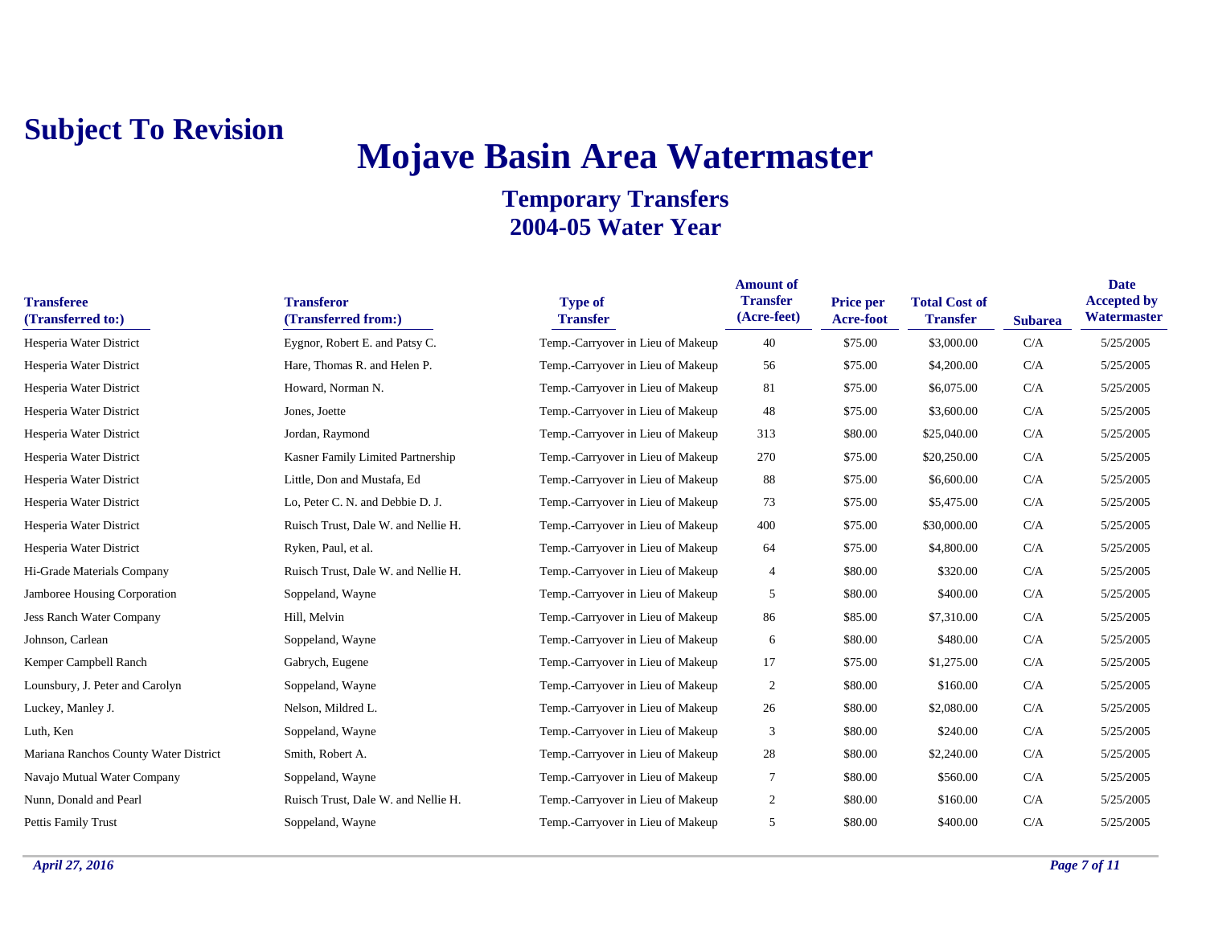**Subject To Revision**

# Mojave Basin Area Watermaster

## Temporary Transfers
## 2004-05 Water Year

| Transferee (Transferred to:) | Transferor (Transferred from:) | Type of Transfer | Amount of Transfer (Acre-feet) | Price per Acre-foot | Total Cost of Transfer | Subarea | Date Accepted by Watermaster |
|---|---|---|---|---|---|---|---|
| Hesperia Water District | Eygnor, Robert E. and Patsy C. | Temp.-Carryover in Lieu of Makeup | 40 | $75.00 | $3,000.00 | C/A | 5/25/2005 |
| Hesperia Water District | Hare, Thomas R. and Helen P. | Temp.-Carryover in Lieu of Makeup | 56 | $75.00 | $4,200.00 | C/A | 5/25/2005 |
| Hesperia Water District | Howard, Norman N. | Temp.-Carryover in Lieu of Makeup | 81 | $75.00 | $6,075.00 | C/A | 5/25/2005 |
| Hesperia Water District | Jones, Joette | Temp.-Carryover in Lieu of Makeup | 48 | $75.00 | $3,600.00 | C/A | 5/25/2005 |
| Hesperia Water District | Jordan, Raymond | Temp.-Carryover in Lieu of Makeup | 313 | $80.00 | $25,040.00 | C/A | 5/25/2005 |
| Hesperia Water District | Kasner Family Limited Partnership | Temp.-Carryover in Lieu of Makeup | 270 | $75.00 | $20,250.00 | C/A | 5/25/2005 |
| Hesperia Water District | Little, Don and Mustafa, Ed | Temp.-Carryover in Lieu of Makeup | 88 | $75.00 | $6,600.00 | C/A | 5/25/2005 |
| Hesperia Water District | Lo, Peter C. N. and Debbie D. J. | Temp.-Carryover in Lieu of Makeup | 73 | $75.00 | $5,475.00 | C/A | 5/25/2005 |
| Hesperia Water District | Ruisch Trust, Dale W. and Nellie H. | Temp.-Carryover in Lieu of Makeup | 400 | $75.00 | $30,000.00 | C/A | 5/25/2005 |
| Hesperia Water District | Ryken, Paul, et al. | Temp.-Carryover in Lieu of Makeup | 64 | $75.00 | $4,800.00 | C/A | 5/25/2005 |
| Hi-Grade Materials Company | Ruisch Trust, Dale W. and Nellie H. | Temp.-Carryover in Lieu of Makeup | 4 | $80.00 | $320.00 | C/A | 5/25/2005 |
| Jamboree Housing Corporation | Soppeland, Wayne | Temp.-Carryover in Lieu of Makeup | 5 | $80.00 | $400.00 | C/A | 5/25/2005 |
| Jess Ranch Water Company | Hill, Melvin | Temp.-Carryover in Lieu of Makeup | 86 | $85.00 | $7,310.00 | C/A | 5/25/2005 |
| Johnson, Carlean | Soppeland, Wayne | Temp.-Carryover in Lieu of Makeup | 6 | $80.00 | $480.00 | C/A | 5/25/2005 |
| Kemper Campbell Ranch | Gabrych, Eugene | Temp.-Carryover in Lieu of Makeup | 17 | $75.00 | $1,275.00 | C/A | 5/25/2005 |
| Lounsbury, J. Peter and Carolyn | Soppeland, Wayne | Temp.-Carryover in Lieu of Makeup | 2 | $80.00 | $160.00 | C/A | 5/25/2005 |
| Luckey, Manley J. | Nelson, Mildred L. | Temp.-Carryover in Lieu of Makeup | 26 | $80.00 | $2,080.00 | C/A | 5/25/2005 |
| Luth, Ken | Soppeland, Wayne | Temp.-Carryover in Lieu of Makeup | 3 | $80.00 | $240.00 | C/A | 5/25/2005 |
| Mariana Ranchos County Water District | Smith, Robert A. | Temp.-Carryover in Lieu of Makeup | 28 | $80.00 | $2,240.00 | C/A | 5/25/2005 |
| Navajo Mutual Water Company | Soppeland, Wayne | Temp.-Carryover in Lieu of Makeup | 7 | $80.00 | $560.00 | C/A | 5/25/2005 |
| Nunn, Donald and Pearl | Ruisch Trust, Dale W. and Nellie H. | Temp.-Carryover in Lieu of Makeup | 2 | $80.00 | $160.00 | C/A | 5/25/2005 |
| Pettis Family Trust | Soppeland, Wayne | Temp.-Carryover in Lieu of Makeup | 5 | $80.00 | $400.00 | C/A | 5/25/2005 |

*April 27, 2016*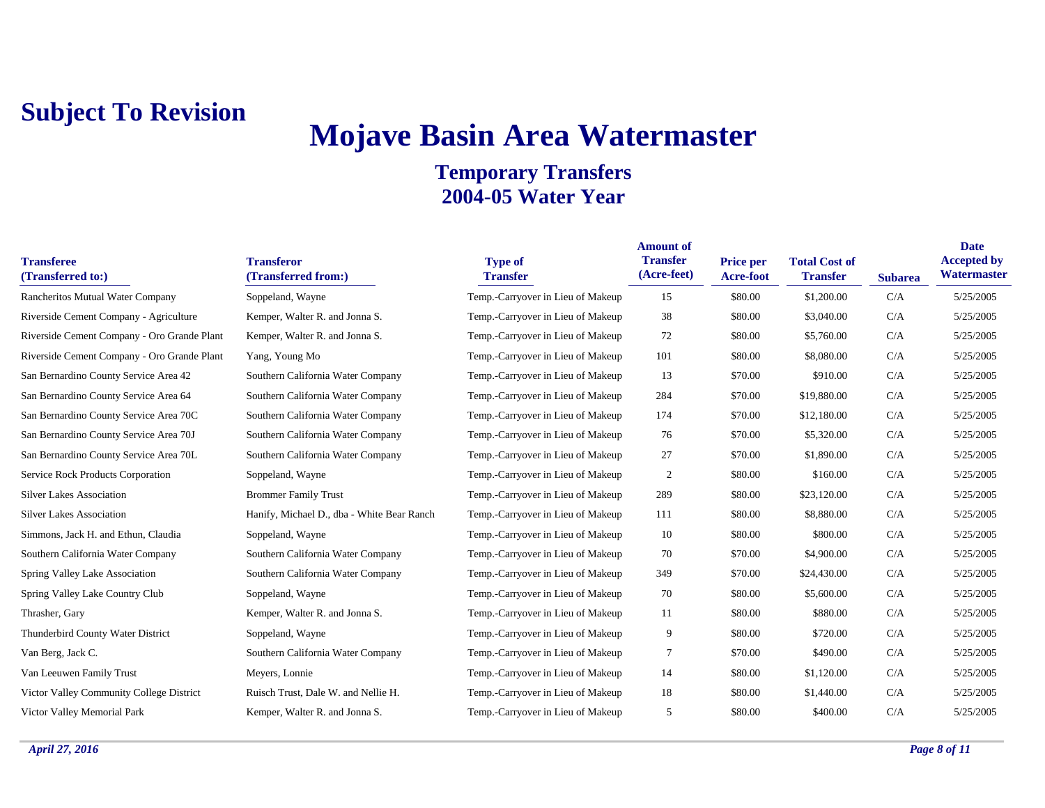**Subject To Revision**

# Mojave Basin Area Watermaster

## Temporary Transfers
## 2004-05 Water Year

| Transferee (Transferred to:) | Transferor (Transferred from:) | Type of Transfer | Amount of Transfer (Acre-feet) | Price per Acre-foot | Total Cost of Transfer | Subarea | Date Accepted by Watermaster |
|---|---|---|---|---|---|---|---|
| Rancheritos Mutual Water Company | Soppeland, Wayne | Temp.-Carryover in Lieu of Makeup | 15 | $80.00 | $1,200.00 | C/A | 5/25/2005 |
| Riverside Cement Company - Agriculture | Kemper, Walter R. and Jonna S. | Temp.-Carryover in Lieu of Makeup | 38 | $80.00 | $3,040.00 | C/A | 5/25/2005 |
| Riverside Cement Company - Oro Grande Plant | Kemper, Walter R. and Jonna S. | Temp.-Carryover in Lieu of Makeup | 72 | $80.00 | $5,760.00 | C/A | 5/25/2005 |
| Riverside Cement Company - Oro Grande Plant | Yang, Young Mo | Temp.-Carryover in Lieu of Makeup | 101 | $80.00 | $8,080.00 | C/A | 5/25/2005 |
| San Bernardino County Service Area 42 | Southern California Water Company | Temp.-Carryover in Lieu of Makeup | 13 | $70.00 | $910.00 | C/A | 5/25/2005 |
| San Bernardino County Service Area 64 | Southern California Water Company | Temp.-Carryover in Lieu of Makeup | 284 | $70.00 | $19,880.00 | C/A | 5/25/2005 |
| San Bernardino County Service Area 70C | Southern California Water Company | Temp.-Carryover in Lieu of Makeup | 174 | $70.00 | $12,180.00 | C/A | 5/25/2005 |
| San Bernardino County Service Area 70J | Southern California Water Company | Temp.-Carryover in Lieu of Makeup | 76 | $70.00 | $5,320.00 | C/A | 5/25/2005 |
| San Bernardino County Service Area 70L | Southern California Water Company | Temp.-Carryover in Lieu of Makeup | 27 | $70.00 | $1,890.00 | C/A | 5/25/2005 |
| Service Rock Products Corporation | Soppeland, Wayne | Temp.-Carryover in Lieu of Makeup | 2 | $80.00 | $160.00 | C/A | 5/25/2005 |
| Silver Lakes Association | Brommer Family Trust | Temp.-Carryover in Lieu of Makeup | 289 | $80.00 | $23,120.00 | C/A | 5/25/2005 |
| Silver Lakes Association | Hanify, Michael D., dba - White Bear Ranch | Temp.-Carryover in Lieu of Makeup | 111 | $80.00 | $8,880.00 | C/A | 5/25/2005 |
| Simmons, Jack H. and Ethun, Claudia | Soppeland, Wayne | Temp.-Carryover in Lieu of Makeup | 10 | $80.00 | $800.00 | C/A | 5/25/2005 |
| Southern California Water Company | Southern California Water Company | Temp.-Carryover in Lieu of Makeup | 70 | $70.00 | $4,900.00 | C/A | 5/25/2005 |
| Spring Valley Lake Association | Southern California Water Company | Temp.-Carryover in Lieu of Makeup | 349 | $70.00 | $24,430.00 | C/A | 5/25/2005 |
| Spring Valley Lake Country Club | Soppeland, Wayne | Temp.-Carryover in Lieu of Makeup | 70 | $80.00 | $5,600.00 | C/A | 5/25/2005 |
| Thrasher, Gary | Kemper, Walter R. and Jonna S. | Temp.-Carryover in Lieu of Makeup | 11 | $80.00 | $880.00 | C/A | 5/25/2005 |
| Thunderbird County Water District | Soppeland, Wayne | Temp.-Carryover in Lieu of Makeup | 9 | $80.00 | $720.00 | C/A | 5/25/2005 |
| Van Berg, Jack C. | Southern California Water Company | Temp.-Carryover in Lieu of Makeup | 7 | $70.00 | $490.00 | C/A | 5/25/2005 |
| Van Leeuwen Family Trust | Meyers, Lonnie | Temp.-Carryover in Lieu of Makeup | 14 | $80.00 | $1,120.00 | C/A | 5/25/2005 |
| Victor Valley Community College District | Ruisch Trust, Dale W. and Nellie H. | Temp.-Carryover in Lieu of Makeup | 18 | $80.00 | $1,440.00 | C/A | 5/25/2005 |
| Victor Valley Memorial Park | Kemper, Walter R. and Jonna S. | Temp.-Carryover in Lieu of Makeup | 5 | $80.00 | $400.00 | C/A | 5/25/2005 |

*April 27, 2016*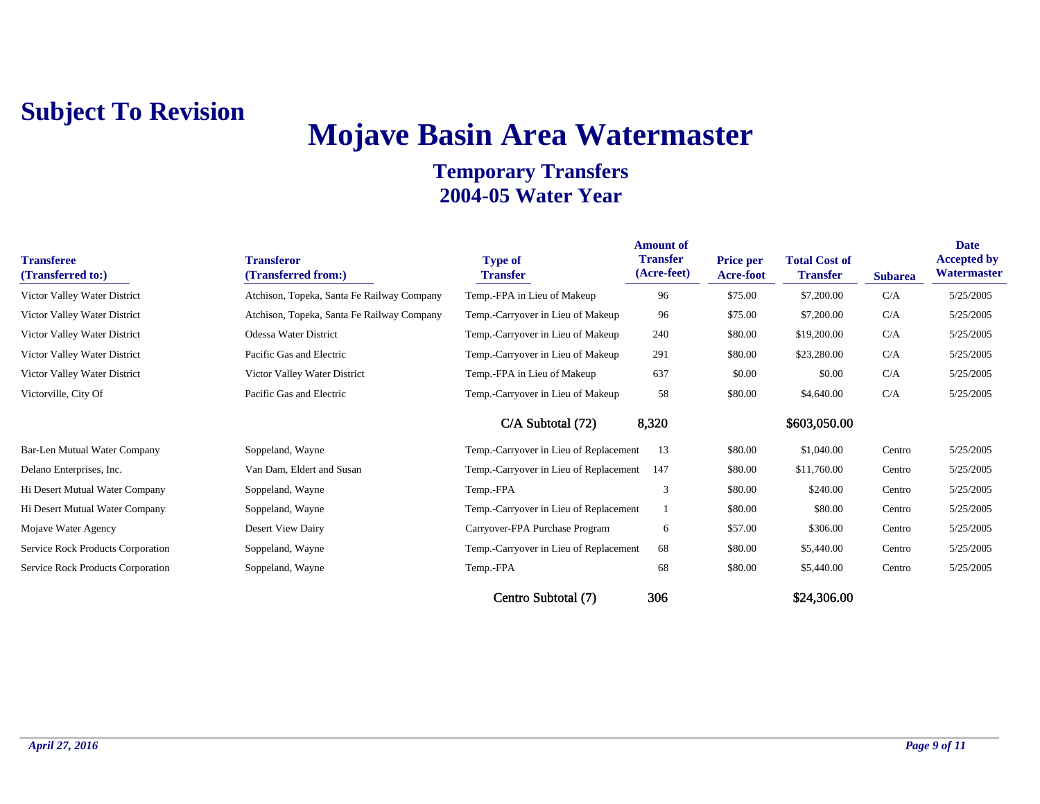**Subject To Revision**

# Mojave Basin Area Watermaster

## Temporary Transfers
## 2004-05 Water Year

| Transferee (Transferred to:) | Transferor (Transferred from:) | Type of Transfer | Amount of Transfer (Acre-feet) | Price per Acre-foot | Total Cost of Transfer | Subarea | Date Accepted by Watermaster |
|---|---|---|---|---|---|---|---|
| Victor Valley Water District | Atchison, Topeka, Santa Fe Railway Company | Temp.-FPA in Lieu of Makeup | 96 | $75.00 | $7,200.00 | C/A | 5/25/2005 |
| Victor Valley Water District | Atchison, Topeka, Santa Fe Railway Company | Temp.-Carryover in Lieu of Makeup | 96 | $75.00 | $7,200.00 | C/A | 5/25/2005 |
| Victor Valley Water District | Odessa Water District | Temp.-Carryover in Lieu of Makeup | 240 | $80.00 | $19,200.00 | C/A | 5/25/2005 |
| Victor Valley Water District | Pacific Gas and Electric | Temp.-Carryover in Lieu of Makeup | 291 | $80.00 | $23,280.00 | C/A | 5/25/2005 |
| Victor Valley Water District | Victor Valley Water District | Temp.-FPA in Lieu of Makeup | 637 | $0.00 | $0.00 | C/A | 5/25/2005 |
| Victorville, City Of | Pacific Gas and Electric | Temp.-Carryover in Lieu of Makeup | 58 | $80.00 | $4,640.00 | C/A | 5/25/2005 |
| | | C/A Subtotal (72) | 8,320 | | $603,050.00 | | |
| Bar-Len Mutual Water Company | Soppeland, Wayne | Temp.-Carryover in Lieu of Replacement | 13 | $80.00 | $1,040.00 | Centro | 5/25/2005 |
| Delano Enterprises, Inc. | Van Dam, Eldert and Susan | Temp.-Carryover in Lieu of Replacement | 147 | $80.00 | $11,760.00 | Centro | 5/25/2005 |
| Hi Desert Mutual Water Company | Soppeland, Wayne | Temp.-FPA | 3 | $80.00 | $240.00 | Centro | 5/25/2005 |
| Hi Desert Mutual Water Company | Soppeland, Wayne | Temp.-Carryover in Lieu of Replacement | 1 | $80.00 | $80.00 | Centro | 5/25/2005 |
| Mojave Water Agency | Desert View Dairy | Carryover-FPA Purchase Program | 6 | $57.00 | $306.00 | Centro | 5/25/2005 |
| Service Rock Products Corporation | Soppeland, Wayne | Temp.-Carryover in Lieu of Replacement | 68 | $80.00 | $5,440.00 | Centro | 5/25/2005 |
| Service Rock Products Corporation | Soppeland, Wayne | Temp.-FPA | 68 | $80.00 | $5,440.00 | Centro | 5/25/2005 |
| | | Centro Subtotal (7) | 306 | | $24,306.00 | | |

*April 27, 2016*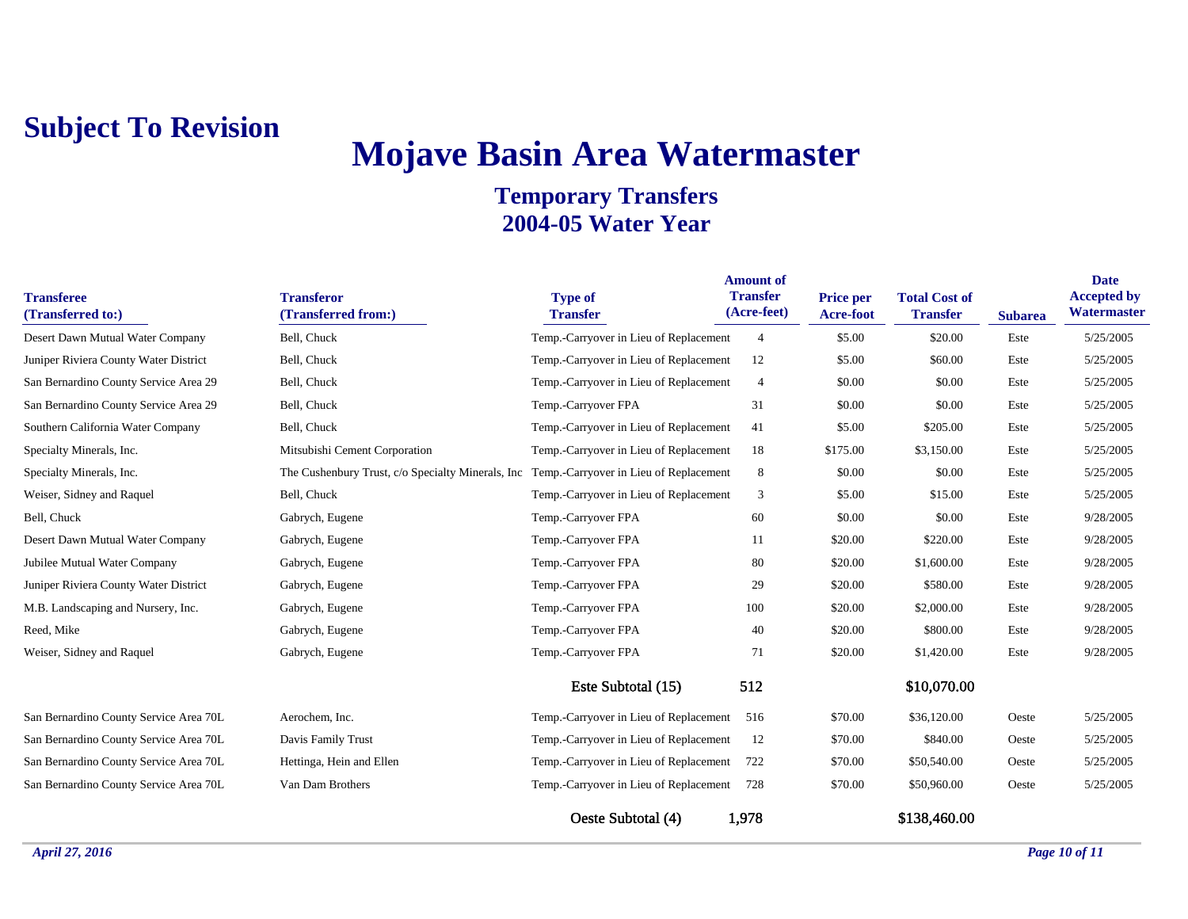**Subject To Revision**

# Mojave Basin Area Watermaster

## Temporary Transfers
## 2004-05 Water Year

| Transferee (Transferred to:) | Transferor (Transferred from:) | Type of Transfer | Amount of Transfer (Acre-feet) | Price per Acre-foot | Total Cost of Transfer | Subarea | Date Accepted by Watermaster |
|---|---|---|---|---|---|---|---|
| Desert Dawn Mutual Water Company | Bell, Chuck | Temp.-Carryover in Lieu of Replacement | 4 | $5.00 | $20.00 | Este | 5/25/2005 |
| Juniper Riviera County Water District | Bell, Chuck | Temp.-Carryover in Lieu of Replacement | 12 | $5.00 | $60.00 | Este | 5/25/2005 |
| San Bernardino County Service Area 29 | Bell, Chuck | Temp.-Carryover in Lieu of Replacement | 4 | $0.00 | $0.00 | Este | 5/25/2005 |
| San Bernardino County Service Area 29 | Bell, Chuck | Temp.-Carryover FPA | 31 | $0.00 | $0.00 | Este | 5/25/2005 |
| Southern California Water Company | Bell, Chuck | Temp.-Carryover in Lieu of Replacement | 41 | $5.00 | $205.00 | Este | 5/25/2005 |
| Specialty Minerals, Inc. | Mitsubishi Cement Corporation | Temp.-Carryover in Lieu of Replacement | 18 | $175.00 | $3,150.00 | Este | 5/25/2005 |
| Specialty Minerals, Inc. | The Cushenbury Trust, c/o Specialty Minerals, Inc | Temp.-Carryover in Lieu of Replacement | 8 | $0.00 | $0.00 | Este | 5/25/2005 |
| Weiser, Sidney and Raquel | Bell, Chuck | Temp.-Carryover in Lieu of Replacement | 3 | $5.00 | $15.00 | Este | 5/25/2005 |
| Bell, Chuck | Gabrych, Eugene | Temp.-Carryover FPA | 60 | $0.00 | $0.00 | Este | 9/28/2005 |
| Desert Dawn Mutual Water Company | Gabrych, Eugene | Temp.-Carryover FPA | 11 | $20.00 | $220.00 | Este | 9/28/2005 |
| Jubilee Mutual Water Company | Gabrych, Eugene | Temp.-Carryover FPA | 80 | $20.00 | $1,600.00 | Este | 9/28/2005 |
| Juniper Riviera County Water District | Gabrych, Eugene | Temp.-Carryover FPA | 29 | $20.00 | $580.00 | Este | 9/28/2005 |
| M.B. Landscaping and Nursery, Inc. | Gabrych, Eugene | Temp.-Carryover FPA | 100 | $20.00 | $2,000.00 | Este | 9/28/2005 |
| Reed, Mike | Gabrych, Eugene | Temp.-Carryover FPA | 40 | $20.00 | $800.00 | Este | 9/28/2005 |
| Weiser, Sidney and Raquel | Gabrych, Eugene | Temp.-Carryover FPA | 71 | $20.00 | $1,420.00 | Este | 9/28/2005 |
| | | Este Subtotal (15) | 512 | | $10,070.00 | | |
| San Bernardino County Service Area 70L | Aerochem, Inc. | Temp.-Carryover in Lieu of Replacement | 516 | $70.00 | $36,120.00 | Oeste | 5/25/2005 |
| San Bernardino County Service Area 70L | Davis Family Trust | Temp.-Carryover in Lieu of Replacement | 12 | $70.00 | $840.00 | Oeste | 5/25/2005 |
| San Bernardino County Service Area 70L | Hettinga, Hein and Ellen | Temp.-Carryover in Lieu of Replacement | 722 | $70.00 | $50,540.00 | Oeste | 5/25/2005 |
| San Bernardino County Service Area 70L | Van Dam Brothers | Temp.-Carryover in Lieu of Replacement | 728 | $70.00 | $50,960.00 | Oeste | 5/25/2005 |
| | | Oeste Subtotal (4) | 1,978 | | $138,460.00 | | |

*April 27, 2016*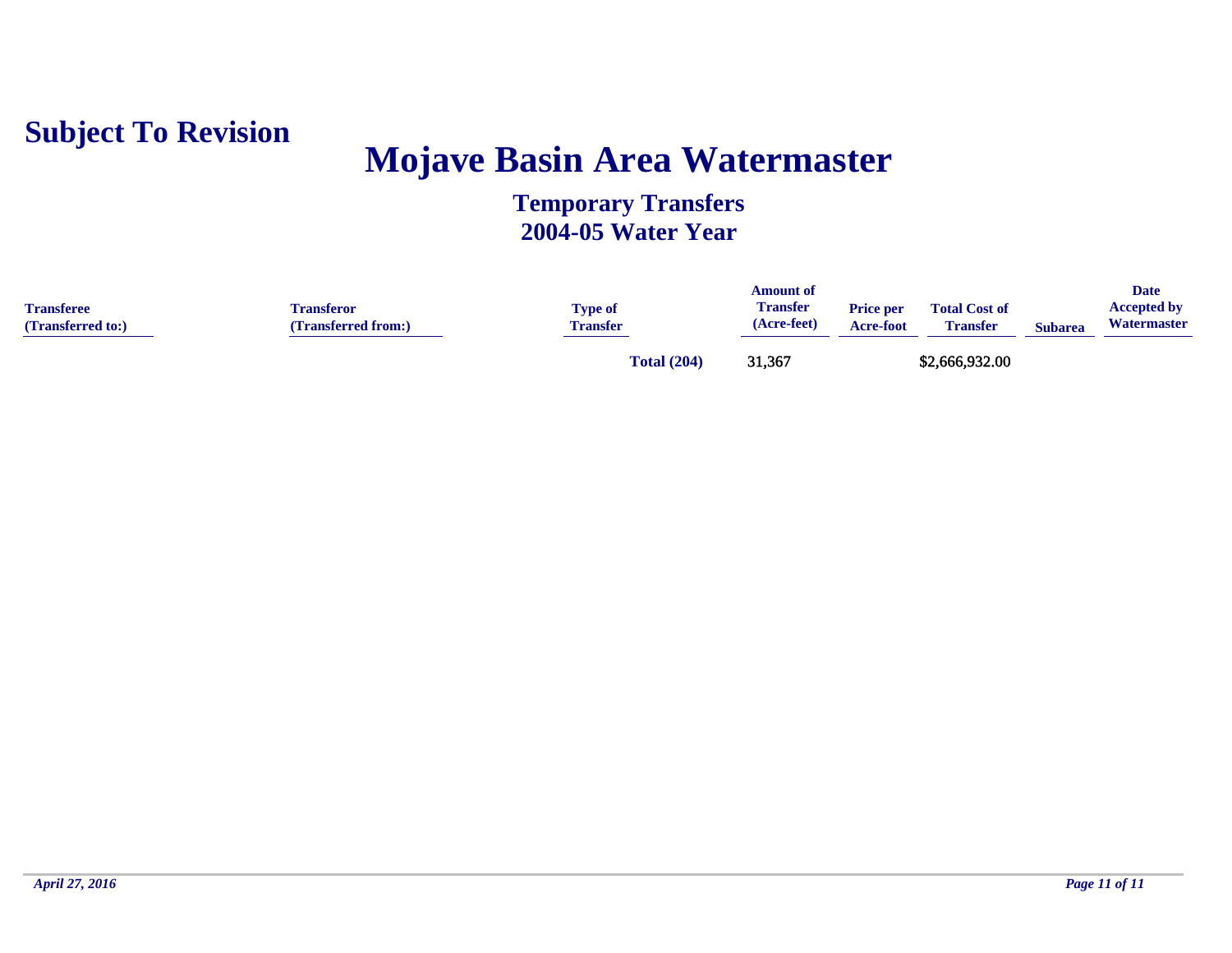**Subject To Revision**

# Mojave Basin Area Watermaster

## Temporary Transfers
## 2004-05 Water Year

| Transferee (Transferred to:) | Transferor (Transferred from:) | Type of Transfer | | Amount of Transfer (Acre-feet) | Price per Acre-foot | Total Cost of Transfer | Subarea | Date Accepted by Watermaster |
|---|---|---|---|---|---|---|---|---|
| | | | **Total (204)** | 31,367 | | $2,666,932.00 | | |